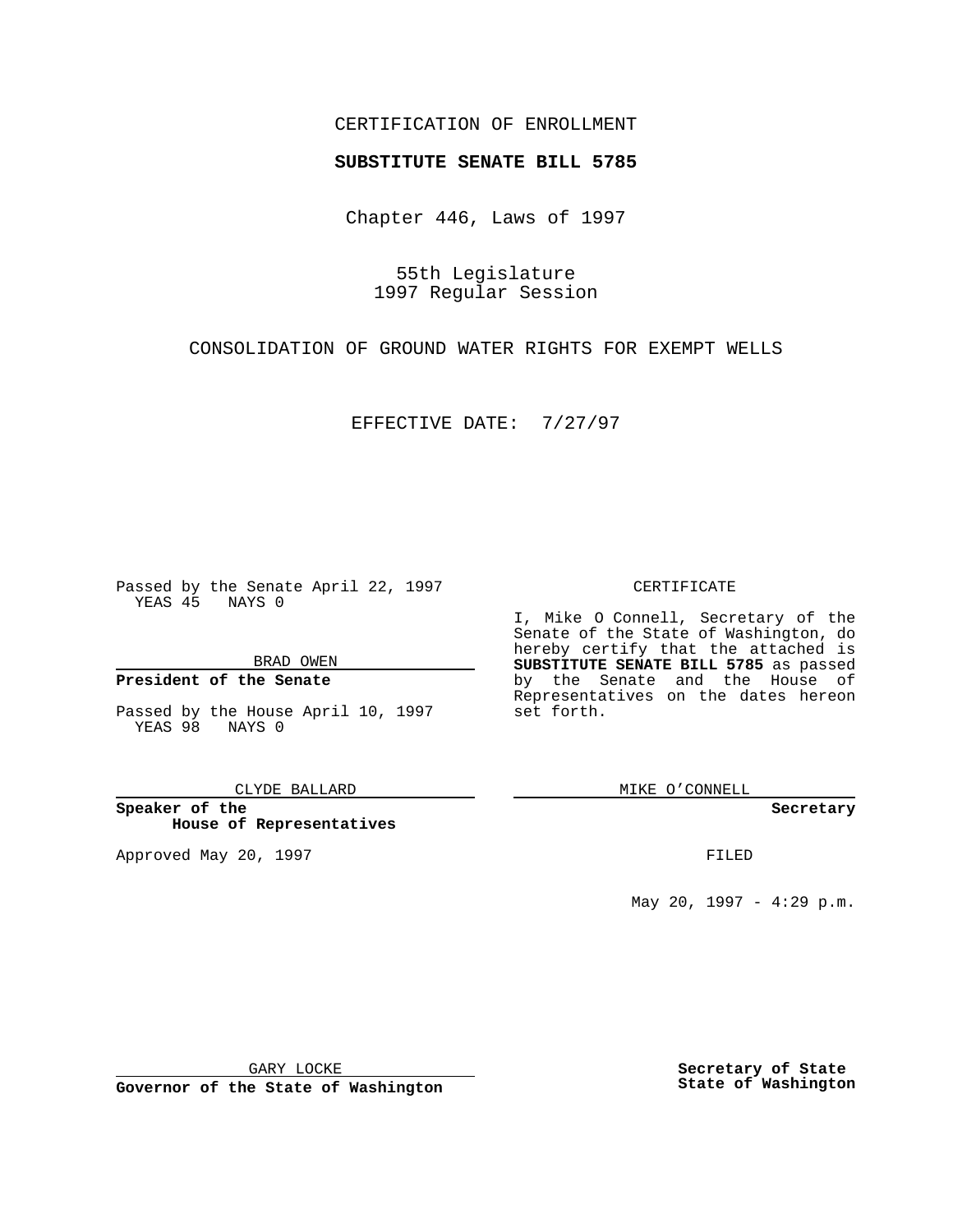CERTIFICATION OF ENROLLMENT

**SUBSTITUTE SENATE BILL 5785**

Chapter 446, Laws of 1997

55th Legislature
1997 Regular Session

CONSOLIDATION OF GROUND WATER RIGHTS FOR EXEMPT WELLS

EFFECTIVE DATE: 7/27/97

Passed by the Senate April 22, 1997
YEAS 45 NAYS 0

BRAD OWEN

**President of the Senate**

Passed by the House April 10, 1997
YEAS 98 NAYS 0

CLYDE BALLARD

**Speaker of the House of Representatives**

Approved May 20, 1997

GARY LOCKE

**Governor of the State of Washington**

CERTIFICATE

I, Mike O Connell, Secretary of the Senate of the State of Washington, do hereby certify that the attached is **SUBSTITUTE SENATE BILL 5785** as passed by the Senate and the House of Representatives on the dates hereon set forth.

MIKE O'CONNELL

**Secretary**

FILED

May 20, 1997 - 4:29 p.m.

**Secretary of State**
**State of Washington**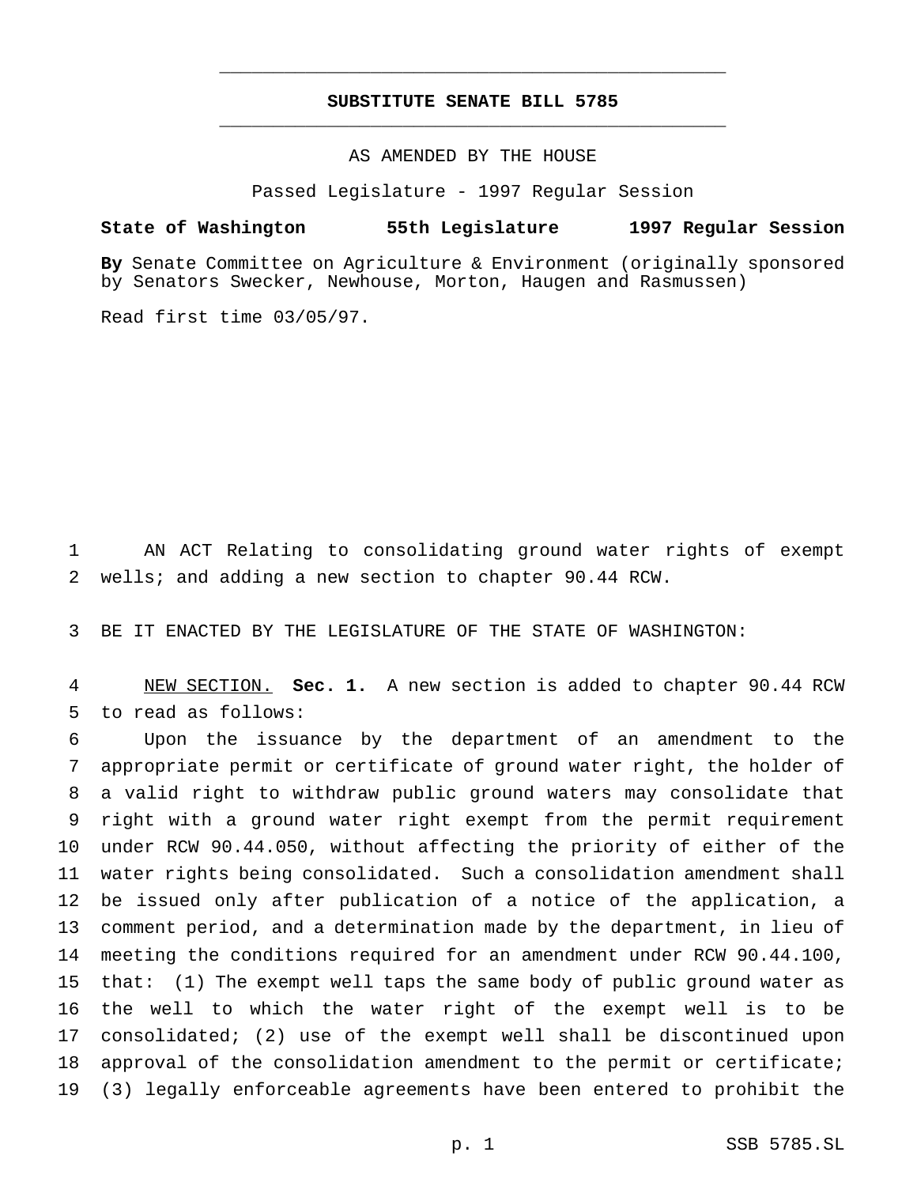# SUBSTITUTE SENATE BILL 5785

AS AMENDED BY THE HOUSE

Passed Legislature - 1997 Regular Session

**State of Washington 55th Legislature 1997 Regular Session**

**By** Senate Committee on Agriculture & Environment (originally sponsored by Senators Swecker, Newhouse, Morton, Haugen and Rasmussen)

Read first time 03/05/97.

AN ACT Relating to consolidating ground water rights of exempt wells; and adding a new section to chapter 90.44 RCW.

BE IT ENACTED BY THE LEGISLATURE OF THE STATE OF WASHINGTON:

NEW SECTION. **Sec. 1.** A new section is added to chapter 90.44 RCW to read as follows:

Upon the issuance by the department of an amendment to the appropriate permit or certificate of ground water right, the holder of a valid right to withdraw public ground waters may consolidate that right with a ground water right exempt from the permit requirement under RCW 90.44.050, without affecting the priority of either of the water rights being consolidated. Such a consolidation amendment shall be issued only after publication of a notice of the application, a comment period, and a determination made by the department, in lieu of meeting the conditions required for an amendment under RCW 90.44.100, that: (1) The exempt well taps the same body of public ground water as the well to which the water right of the exempt well is to be consolidated; (2) use of the exempt well shall be discontinued upon approval of the consolidation amendment to the permit or certificate; (3) legally enforceable agreements have been entered to prohibit the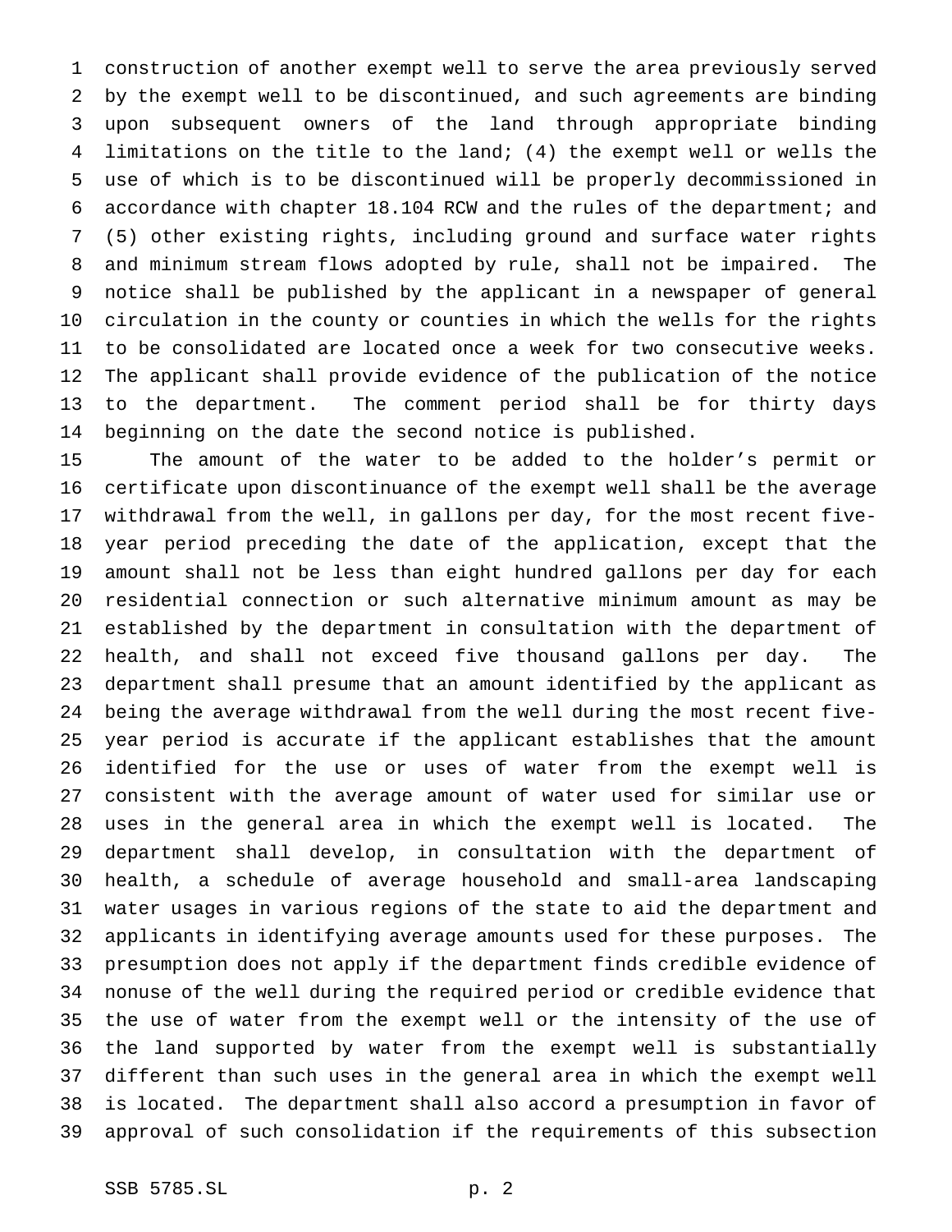construction of another exempt well to serve the area previously served by the exempt well to be discontinued, and such agreements are binding upon subsequent owners of the land through appropriate binding limitations on the title to the land; (4) the exempt well or wells the use of which is to be discontinued will be properly decommissioned in accordance with chapter 18.104 RCW and the rules of the department; and (5) other existing rights, including ground and surface water rights and minimum stream flows adopted by rule, shall not be impaired. The notice shall be published by the applicant in a newspaper of general circulation in the county or counties in which the wells for the rights to be consolidated are located once a week for two consecutive weeks. The applicant shall provide evidence of the publication of the notice to the department. The comment period shall be for thirty days beginning on the date the second notice is published.

The amount of the water to be added to the holder's permit or certificate upon discontinuance of the exempt well shall be the average withdrawal from the well, in gallons per day, for the most recent five-year period preceding the date of the application, except that the amount shall not be less than eight hundred gallons per day for each residential connection or such alternative minimum amount as may be established by the department in consultation with the department of health, and shall not exceed five thousand gallons per day. The department shall presume that an amount identified by the applicant as being the average withdrawal from the well during the most recent five-year period is accurate if the applicant establishes that the amount identified for the use or uses of water from the exempt well is consistent with the average amount of water used for similar use or uses in the general area in which the exempt well is located. The department shall develop, in consultation with the department of health, a schedule of average household and small-area landscaping water usages in various regions of the state to aid the department and applicants in identifying average amounts used for these purposes. The presumption does not apply if the department finds credible evidence of nonuse of the well during the required period or credible evidence that the use of water from the exempt well or the intensity of the use of the land supported by water from the exempt well is substantially different than such uses in the general area in which the exempt well is located. The department shall also accord a presumption in favor of approval of such consolidation if the requirements of this subsection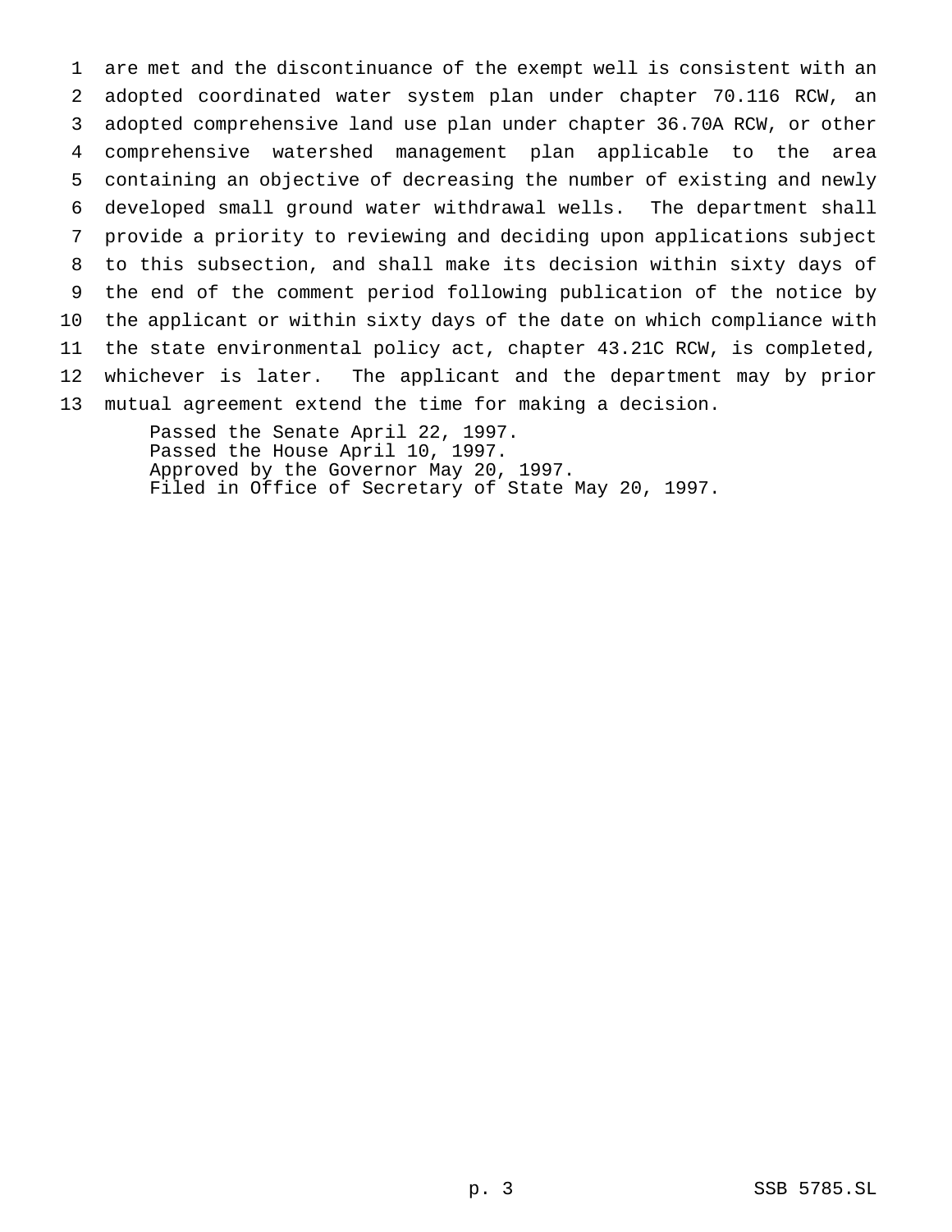are met and the discontinuance of the exempt well is consistent with an adopted coordinated water system plan under chapter 70.116 RCW, an adopted comprehensive land use plan under chapter 36.70A RCW, or other comprehensive watershed management plan applicable to the area containing an objective of decreasing the number of existing and newly developed small ground water withdrawal wells. The department shall provide a priority to reviewing and deciding upon applications subject to this subsection, and shall make its decision within sixty days of the end of the comment period following publication of the notice by the applicant or within sixty days of the date on which compliance with the state environmental policy act, chapter 43.21C RCW, is completed, whichever is later. The applicant and the department may by prior mutual agreement extend the time for making a decision.

Passed the Senate April 22, 1997.
Passed the House April 10, 1997.
Approved by the Governor May 20, 1997.
Filed in Office of Secretary of State May 20, 1997.